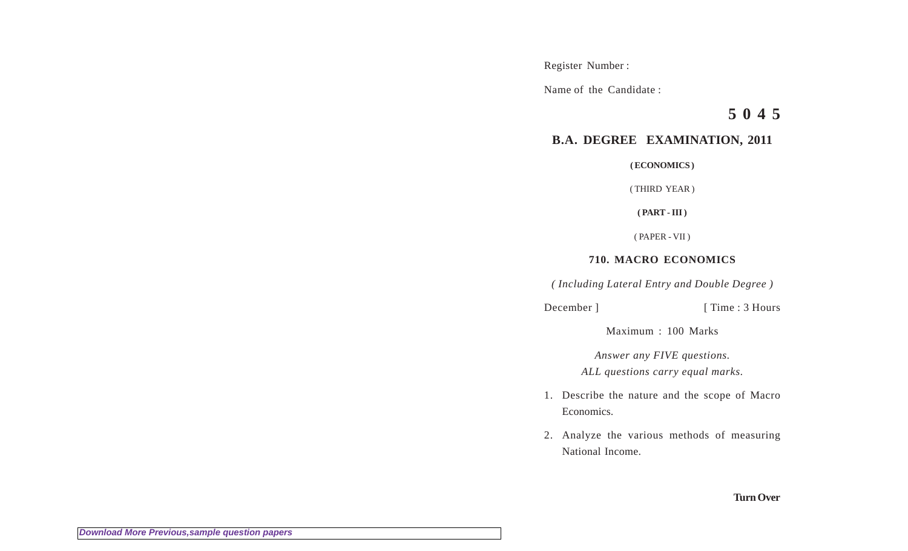Register Number :

Name of the Candidate :

**5 0 4 5**

## B.A. DEGREE EXAMINATION, 2011

**( ECONOMICS )**

( THIRD YEAR )

**( PART - III )**

( PAPER - VII )

### 710. MACRO ECONOMICS

*( Including Lateral Entry and Double Degree )*

December ] [ Time : 3 Hours

Maximum : 100 Marks

*Answer any FIVE questions.*
*ALL questions carry equal marks.*

1. Describe the nature and the scope of Macro Economics.

2. Analyze the various methods of measuring National Income.

**Turn Over**

*Download More Previous,sample question papers*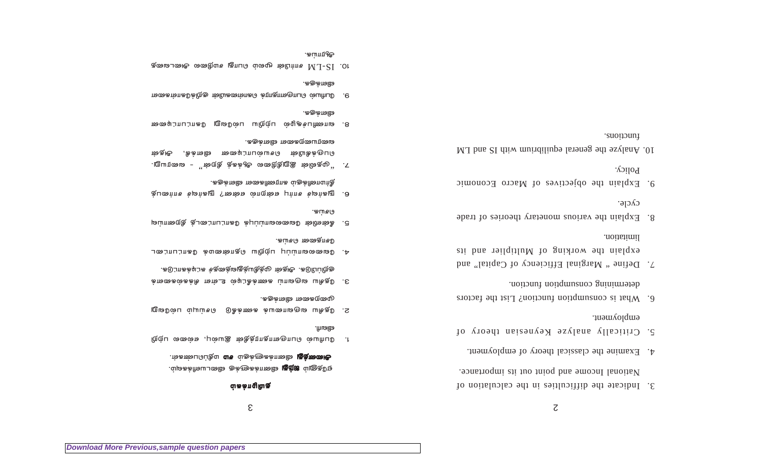3. Indicate the difficulties in the calculation of National Income and point out its importance.

4. Examine the classical theory of employment.

5. Critically analyze Keynesian theory of employment.

6. What is consumption function? List the factors determining consumption function.

7. Define "Marginal Efficiency of Capital" and explain the working of Multiplier and its limitation.

8. Explain the various monetary theories of trade cycle.

9. Explain the objectives of Macro Economic Policy.

10. Analyze the general equilibrium with IS and LM functions.

## தமிழாக்கம்

ஏதேனும் **ஐந்து** வினாக்களுக்கு விடையளிக்கவும்.

**அனைத்து** வினாக்களுக்கும் **சம** மதிப்பெண்கள்.

1. பேரியல் பொருளாதாரத்தின் இயல்பு, எல்லை பற்றி விவரி.

2. தேசிய வருமானக் கணக்கீடு செய்யும் பல்வேறு முறைகளை விளக்குக.

3. தேசிய வருமானம் கணக்கிடும் போது உள்ள சிக்கல்களைக் குறிப்பிடு. அதன் முக்கியத்துவத்தைச் சுட்டிக்காட்டுக.

4. வேலைவாய்ப்பு பற்றிய தொன்மைக் கோட்பாட்டை சோதனை செய்க.

5. கீன்ஸின் வேலைவாய்ப்புக் கோட்பாட்டைத் திறனாய்வு செய்க.

6. நுகர்ச்சிச் சார்பு என்றால் என்ன? நுகர்ச்சிச் சார்பைத் தீர்மானிக்கும் காரணிகளை விளக்குக.

7. "மூலதனத்தின் இறுதிநிலை ஆக்கத் திறன்" - வரையறு. பெருக்கியின் செயல்பாட்டினை விளக்கி, அதன் வரம்புகளை விளக்குக.

8. வாணிபச்சுழல் பற்றிய பணவியல் கோட்பாடுகளை விளக்குக.

9. பேரியல் பொருளாதாரக் கொள்கையின் குறிக்கோள்களை விளக்குக.

10. IS-LM சார்பின் மூலம் பொது சமநிலை அடைதலை ஆராய்க.